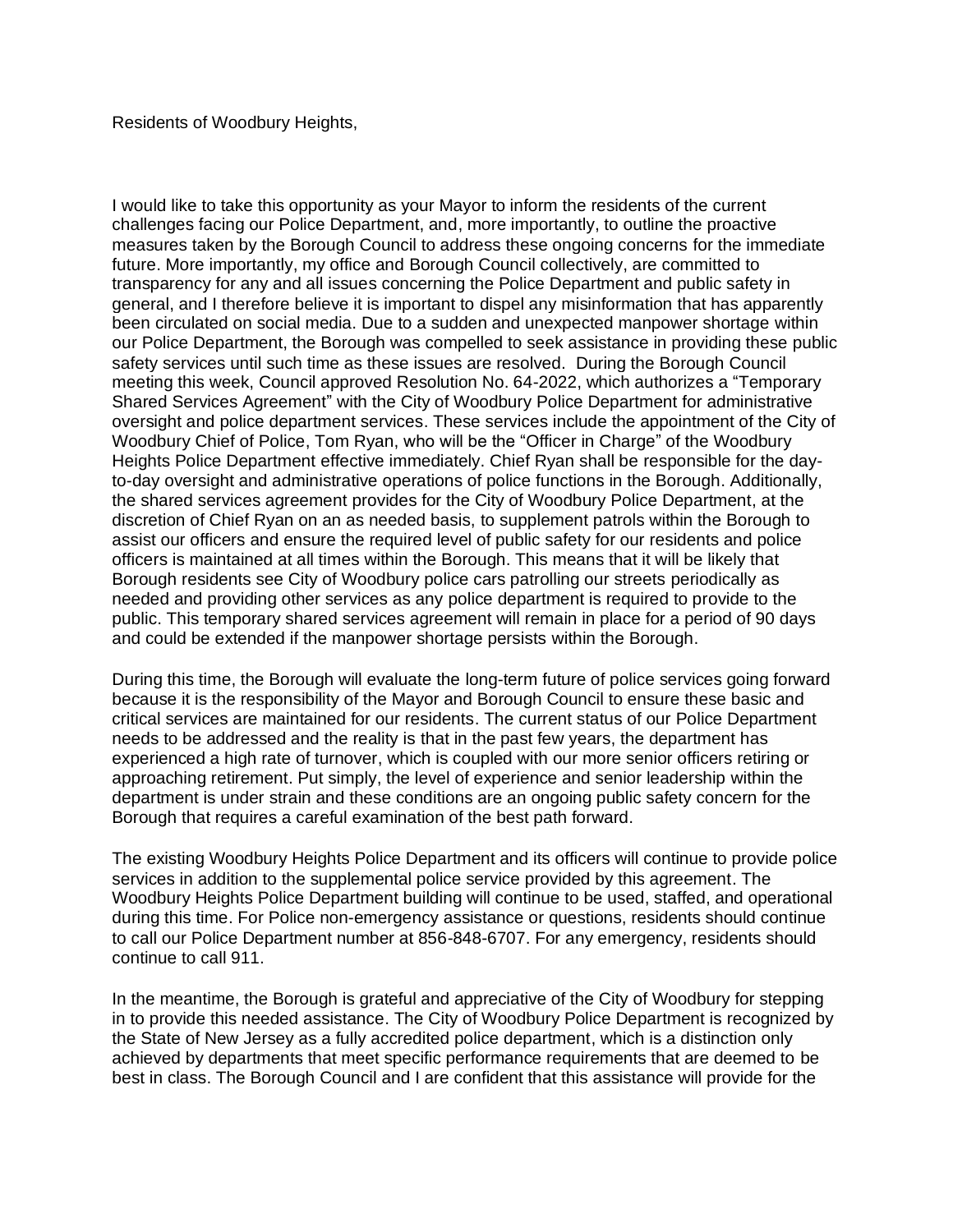Residents of Woodbury Heights,

I would like to take this opportunity as your Mayor to inform the residents of the current challenges facing our Police Department, and, more importantly, to outline the proactive measures taken by the Borough Council to address these ongoing concerns for the immediate future. More importantly, my office and Borough Council collectively, are committed to transparency for any and all issues concerning the Police Department and public safety in general, and I therefore believe it is important to dispel any misinformation that has apparently been circulated on social media. Due to a sudden and unexpected manpower shortage within our Police Department, the Borough was compelled to seek assistance in providing these public safety services until such time as these issues are resolved. During the Borough Council meeting this week, Council approved Resolution No. 64-2022, which authorizes a "Temporary Shared Services Agreement" with the City of Woodbury Police Department for administrative oversight and police department services. These services include the appointment of the City of Woodbury Chief of Police, Tom Ryan, who will be the "Officer in Charge" of the Woodbury Heights Police Department effective immediately. Chief Ryan shall be responsible for the day-to-day oversight and administrative operations of police functions in the Borough. Additionally, the shared services agreement provides for the City of Woodbury Police Department, at the discretion of Chief Ryan on an as needed basis, to supplement patrols within the Borough to assist our officers and ensure the required level of public safety for our residents and police officers is maintained at all times within the Borough. This means that it will be likely that Borough residents see City of Woodbury police cars patrolling our streets periodically as needed and providing other services as any police department is required to provide to the public. This temporary shared services agreement will remain in place for a period of 90 days and could be extended if the manpower shortage persists within the Borough.

During this time, the Borough will evaluate the long-term future of police services going forward because it is the responsibility of the Mayor and Borough Council to ensure these basic and critical services are maintained for our residents. The current status of our Police Department needs to be addressed and the reality is that in the past few years, the department has experienced a high rate of turnover, which is coupled with our more senior officers retiring or approaching retirement. Put simply, the level of experience and senior leadership within the department is under strain and these conditions are an ongoing public safety concern for the Borough that requires a careful examination of the best path forward.

The existing Woodbury Heights Police Department and its officers will continue to provide police services in addition to the supplemental police service provided by this agreement. The Woodbury Heights Police Department building will continue to be used, staffed, and operational during this time. For Police non-emergency assistance or questions, residents should continue to call our Police Department number at 856-848-6707. For any emergency, residents should continue to call 911.

In the meantime, the Borough is grateful and appreciative of the City of Woodbury for stepping in to provide this needed assistance. The City of Woodbury Police Department is recognized by the State of New Jersey as a fully accredited police department, which is a distinction only achieved by departments that meet specific performance requirements that are deemed to be best in class. The Borough Council and I are confident that this assistance will provide for the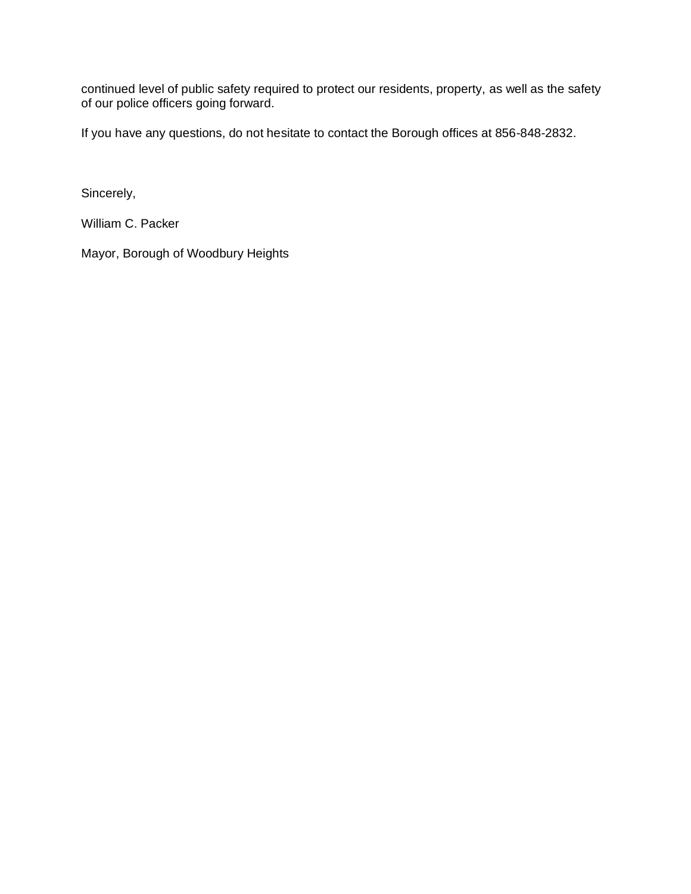continued level of public safety required to protect our residents, property, as well as the safety of our police officers going forward.

If you have any questions, do not hesitate to contact the Borough offices at 856-848-2832.

Sincerely,

William C. Packer

Mayor, Borough of Woodbury Heights